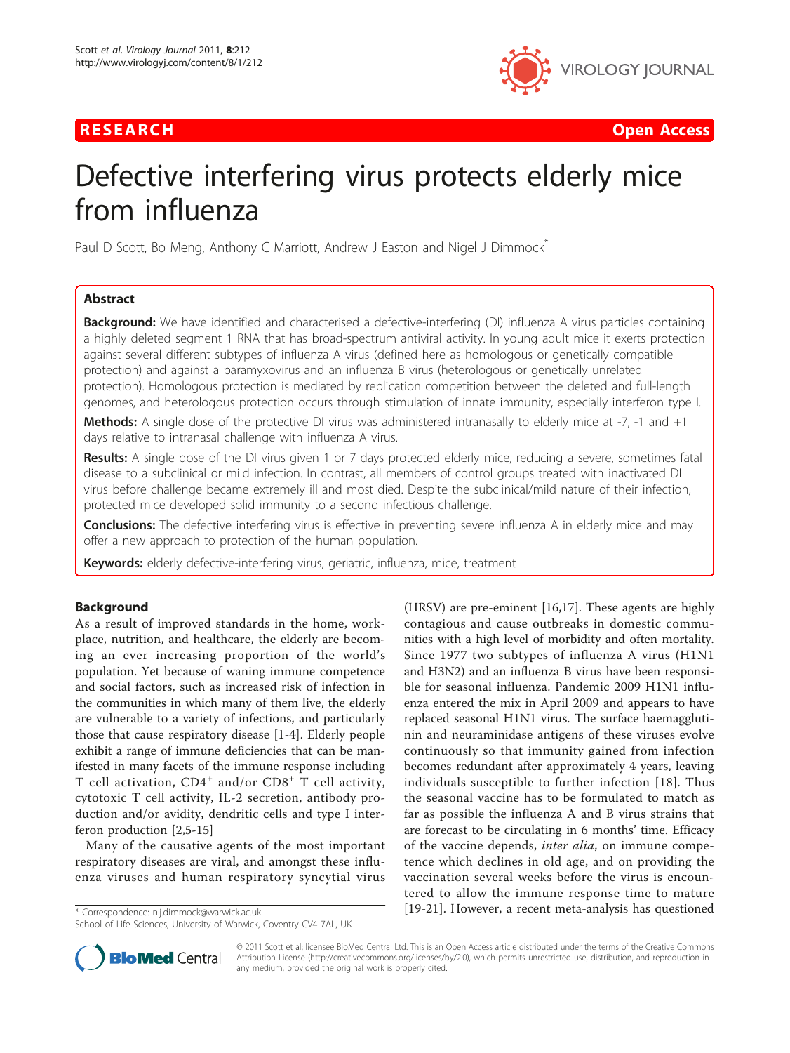**RESEARCH** **Open Access**

# Defective interfering virus protects elderly mice from influenza

Paul D Scott, Bo Meng, Anthony C Marriott, Andrew J Easton and Nigel J Dimmock*

## Abstract

**Background:** We have identified and characterised a defective-interfering (DI) influenza A virus particles containing a highly deleted segment 1 RNA that has broad-spectrum antiviral activity. In young adult mice it exerts protection against several different subtypes of influenza A virus (defined here as homologous or genetically compatible protection) and against a paramyxovirus and an influenza B virus (heterologous or genetically unrelated protection). Homologous protection is mediated by replication competition between the deleted and full-length genomes, and heterologous protection occurs through stimulation of innate immunity, especially interferon type I.

**Methods:** A single dose of the protective DI virus was administered intranasally to elderly mice at -7, -1 and +1 days relative to intranasal challenge with influenza A virus.

**Results:** A single dose of the DI virus given 1 or 7 days protected elderly mice, reducing a severe, sometimes fatal disease to a subclinical or mild infection. In contrast, all members of control groups treated with inactivated DI virus before challenge became extremely ill and most died. Despite the subclinical/mild nature of their infection, protected mice developed solid immunity to a second infectious challenge.

**Conclusions:** The defective interfering virus is effective in preventing severe influenza A in elderly mice and may offer a new approach to protection of the human population.

**Keywords:** elderly defective-interfering virus, geriatric, influenza, mice, treatment

## Background

As a result of improved standards in the home, workplace, nutrition, and healthcare, the elderly are becoming an ever increasing proportion of the world's population. Yet because of waning immune competence and social factors, such as increased risk of infection in the communities in which many of them live, the elderly are vulnerable to a variety of infections, and particularly those that cause respiratory disease [1-4]. Elderly people exhibit a range of immune deficiencies that can be manifested in many facets of the immune response including T cell activation, $CD4^+$ and/or $CD8^+$ T cell activity, cytotoxic T cell activity, IL-2 secretion, antibody production and/or avidity, dendritic cells and type I interferon production [2,5-15]

Many of the causative agents of the most important respiratory diseases are viral, and amongst these influenza viruses and human respiratory syncytial virus (HRSV) are pre-eminent [16,17]. These agents are highly contagious and cause outbreaks in domestic communities with a high level of morbidity and often mortality. Since 1977 two subtypes of influenza A virus (H1N1 and H3N2) and an influenza B virus have been responsible for seasonal influenza. Pandemic 2009 H1N1 influenza entered the mix in April 2009 and appears to have replaced seasonal H1N1 virus. The surface haemagglutinin and neuraminidase antigens of these viruses evolve continuously so that immunity gained from infection becomes redundant after approximately 4 years, leaving individuals susceptible to further infection [18]. Thus the seasonal vaccine has to be formulated to match as far as possible the influenza A and B virus strains that are forecast to be circulating in 6 months' time. Efficacy of the vaccine depends, *inter alia*, on immune competence which declines in old age, and on providing the vaccination several weeks before the virus is encountered to allow the immune response time to mature [19-21]. However, a recent meta-analysis has questioned

* Correspondence: n.j.dimmock@warwick.ac.uk
School of Life Sciences, University of Warwick, Coventry CV4 7AL, UK

© 2011 Scott et al; licensee BioMed Central Ltd. This is an Open Access article distributed under the terms of the Creative Commons Attribution License (http://creativecommons.org/licenses/by/2.0), which permits unrestricted use, distribution, and reproduction in any medium, provided the original work is properly cited.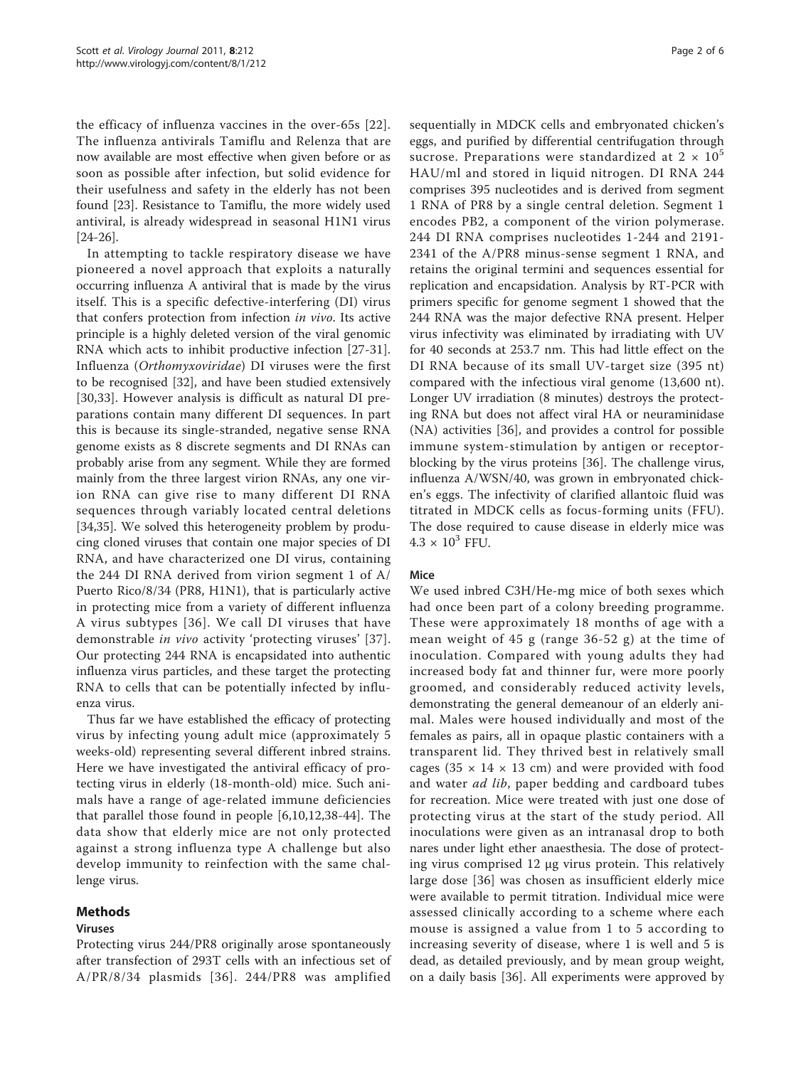the efficacy of influenza vaccines in the over-65s [22]. The influenza antivirals Tamiflu and Relenza that are now available are most effective when given before or as soon as possible after infection, but solid evidence for their usefulness and safety in the elderly has not been found [23]. Resistance to Tamiflu, the more widely used antiviral, is already widespread in seasonal H1N1 virus [24-26].

In attempting to tackle respiratory disease we have pioneered a novel approach that exploits a naturally occurring influenza A antiviral that is made by the virus itself. This is a specific defective-interfering (DI) virus that confers protection from infection *in vivo*. Its active principle is a highly deleted version of the viral genomic RNA which acts to inhibit productive infection [27-31]. Influenza (*Orthomyxoviridae*) DI viruses were the first to be recognised [32], and have been studied extensively [30,33]. However analysis is difficult as natural DI preparations contain many different DI sequences. In part this is because its single-stranded, negative sense RNA genome exists as 8 discrete segments and DI RNAs can probably arise from any segment. While they are formed mainly from the three largest virion RNAs, any one virion RNA can give rise to many different DI RNA sequences through variably located central deletions [34,35]. We solved this heterogeneity problem by producing cloned viruses that contain one major species of DI RNA, and have characterized one DI virus, containing the 244 DI RNA derived from virion segment 1 of A/Puerto Rico/8/34 (PR8, H1N1), that is particularly active in protecting mice from a variety of different influenza A virus subtypes [36]. We call DI viruses that have demonstrable *in vivo* activity 'protecting viruses' [37]. Our protecting 244 RNA is encapsidated into authentic influenza virus particles, and these target the protecting RNA to cells that can be potentially infected by influenza virus.

Thus far we have established the efficacy of protecting virus by infecting young adult mice (approximately 5 weeks-old) representing several different inbred strains. Here we have investigated the antiviral efficacy of protecting virus in elderly (18-month-old) mice. Such animals have a range of age-related immune deficiencies that parallel those found in people [6,10,12,38-44]. The data show that elderly mice are not only protected against a strong influenza type A challenge but also develop immunity to reinfection with the same challenge virus.

## Methods

### Viruses

Protecting virus 244/PR8 originally arose spontaneously after transfection of 293T cells with an infectious set of A/PR/8/34 plasmids [36]. 244/PR8 was amplified sequentially in MDCK cells and embryonated chicken's eggs, and purified by differential centrifugation through sucrose. Preparations were standardized at $2 \times 10^5$ HAU/ml and stored in liquid nitrogen. DI RNA 244 comprises 395 nucleotides and is derived from segment 1 RNA of PR8 by a single central deletion. Segment 1 encodes PB2, a component of the virion polymerase. 244 DI RNA comprises nucleotides 1-244 and 2191-2341 of the A/PR8 minus-sense segment 1 RNA, and retains the original termini and sequences essential for replication and encapsidation. Analysis by RT-PCR with primers specific for genome segment 1 showed that the 244 RNA was the major defective RNA present. Helper virus infectivity was eliminated by irradiating with UV for 40 seconds at 253.7 nm. This had little effect on the DI RNA because of its small UV-target size (395 nt) compared with the infectious viral genome (13,600 nt). Longer UV irradiation (8 minutes) destroys the protecting RNA but does not affect viral HA or neuraminidase (NA) activities [36], and provides a control for possible immune system-stimulation by antigen or receptor-blocking by the virus proteins [36]. The challenge virus, influenza A/WSN/40, was grown in embryonated chicken's eggs. The infectivity of clarified allantoic fluid was titrated in MDCK cells as focus-forming units (FFU). The dose required to cause disease in elderly mice was $4.3 \times 10^3$ FFU.

### Mice

We used inbred C3H/He-mg mice of both sexes which had once been part of a colony breeding programme. These were approximately 18 months of age with a mean weight of 45 g (range 36-52 g) at the time of inoculation. Compared with young adults they had increased body fat and thinner fur, were more poorly groomed, and considerably reduced activity levels, demonstrating the general demeanour of an elderly animal. Males were housed individually and most of the females as pairs, all in opaque plastic containers with a transparent lid. They thrived best in relatively small cages (35 × 14 × 13 cm) and were provided with food and water *ad lib*, paper bedding and cardboard tubes for recreation. Mice were treated with just one dose of protecting virus at the start of the study period. All inoculations were given as an intranasal drop to both nares under light ether anaesthesia. The dose of protecting virus comprised 12 μg virus protein. This relatively large dose [36] was chosen as insufficient elderly mice were available to permit titration. Individual mice were assessed clinically according to a scheme where each mouse is assigned a value from 1 to 5 according to increasing severity of disease, where 1 is well and 5 is dead, as detailed previously, and by mean group weight, on a daily basis [36]. All experiments were approved by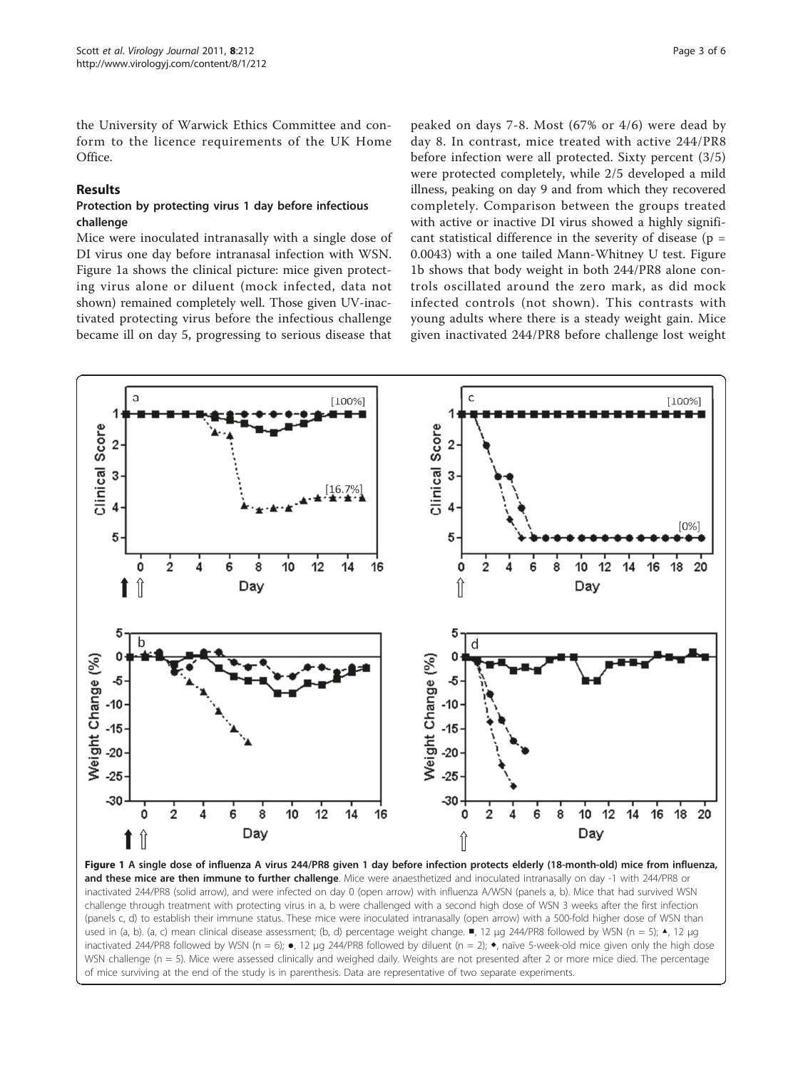the University of Warwick Ethics Committee and conform to the licence requirements of the UK Home Office.

## Results

### Protection by protecting virus 1 day before infectious challenge

Mice were inoculated intranasally with a single dose of DI virus one day before intranasal infection with WSN. Figure 1a shows the clinical picture: mice given protecting virus alone or diluent (mock infected, data not shown) remained completely well. Those given UV-inactivated protecting virus before the infectious challenge became ill on day 5, progressing to serious disease that peaked on days 7-8. Most (67% or 4/6) were dead by day 8. In contrast, mice treated with active 244/PR8 before infection were all protected. Sixty percent (3/5) were protected completely, while 2/5 developed a mild illness, peaking on day 9 and from which they recovered completely. Comparison between the groups treated with active or inactive DI virus showed a highly significant statistical difference in the severity of disease ($p = 0.0043$) with a one tailed Mann-Whitney U test. Figure 1b shows that body weight in both 244/PR8 alone controls oscillated around the zero mark, as did mock infected controls (not shown). This contrasts with young adults where there is a steady weight gain. Mice given inactivated 244/PR8 before challenge lost weight

**Figure 1 A single dose of influenza A virus 244/PR8 given 1 day before infection protects elderly (18-month-old) mice from influenza, and these mice are then immune to further challenge**. Mice were anaesthetized and inoculated intranasally on day -1 with 244/PR8 or inactivated 244/PR8 (solid arrow), and were infected on day 0 (open arrow) with influenza A/WSN (panels a, b). Mice that had survived WSN challenge through treatment with protecting virus in a, b were challenged with a second high dose of WSN 3 weeks after the first infection (panels c, d) to establish their immune status. These mice were inoculated intranasally (open arrow) with a 500-fold higher dose of WSN than used in (a, b). (a, c) mean clinical disease assessment; (b, d) percentage weight change. ■, 12 μg 244/PR8 followed by WSN (n = 5); ▲, 12 μg inactivated 244/PR8 followed by WSN (n = 6); ●, 12 μg 244/PR8 followed by diluent (n = 2); ◆, naïve 5-week-old mice given only the high dose WSN challenge (n = 5). Mice were assessed clinically and weighed daily. Weights are not presented after 2 or more mice died. The percentage of mice surviving at the end of the study is in parenthesis. Data are representative of two separate experiments.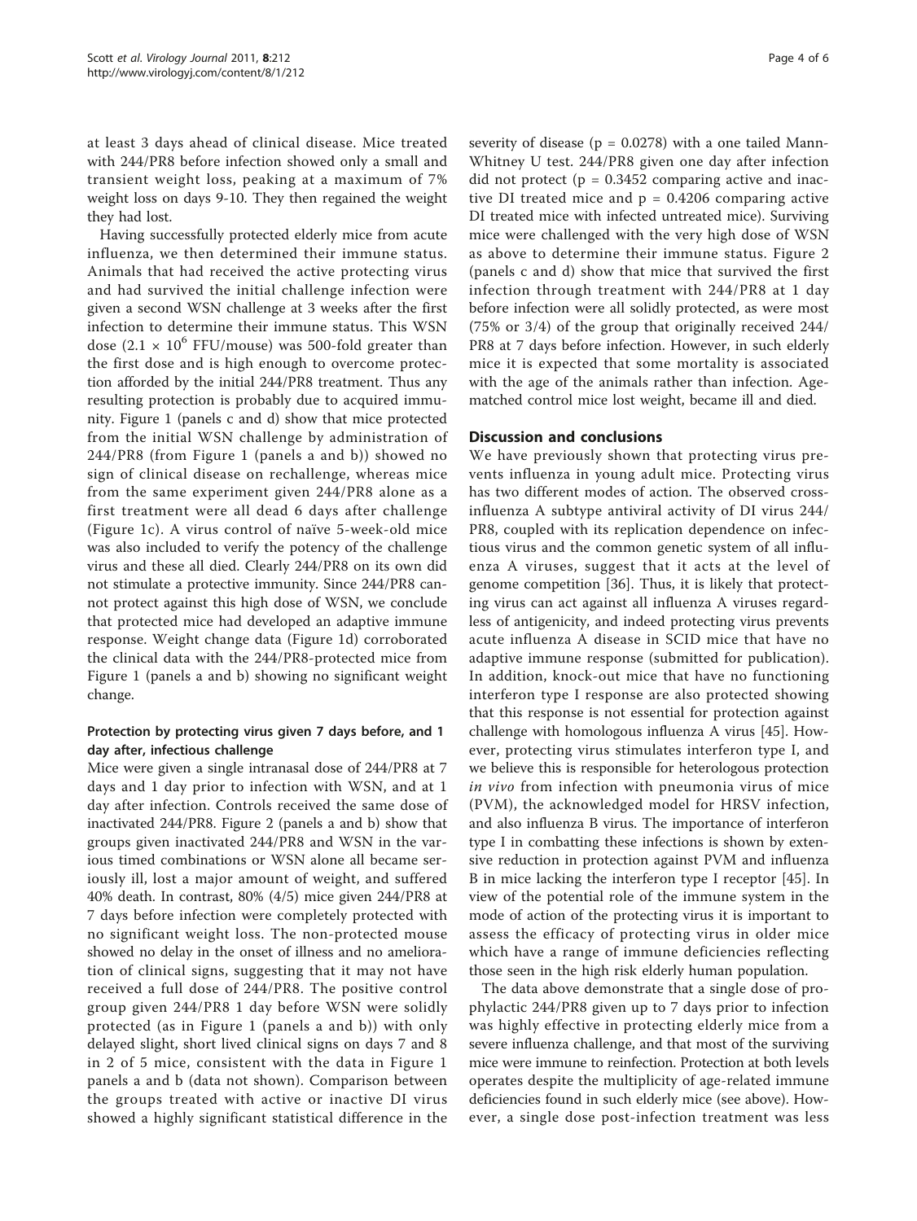at least 3 days ahead of clinical disease. Mice treated with 244/PR8 before infection showed only a small and transient weight loss, peaking at a maximum of 7% weight loss on days 9-10. They then regained the weight they had lost.

Having successfully protected elderly mice from acute influenza, we then determined their immune status. Animals that had received the active protecting virus and had survived the initial challenge infection were given a second WSN challenge at 3 weeks after the first infection to determine their immune status. This WSN dose ($2.1 \times 10^6$ FFU/mouse) was 500-fold greater than the first dose and is high enough to overcome protection afforded by the initial 244/PR8 treatment. Thus any resulting protection is probably due to acquired immunity. Figure 1 (panels c and d) show that mice protected from the initial WSN challenge by administration of 244/PR8 (from Figure 1 (panels a and b)) showed no sign of clinical disease on rechallenge, whereas mice from the same experiment given 244/PR8 alone as a first treatment were all dead 6 days after challenge (Figure 1c). A virus control of naïve 5-week-old mice was also included to verify the potency of the challenge virus and these all died. Clearly 244/PR8 on its own did not stimulate a protective immunity. Since 244/PR8 cannot protect against this high dose of WSN, we conclude that protected mice had developed an adaptive immune response. Weight change data (Figure 1d) corroborated the clinical data with the 244/PR8-protected mice from Figure 1 (panels a and b) showing no significant weight change.

### Protection by protecting virus given 7 days before, and 1 day after, infectious challenge

Mice were given a single intranasal dose of 244/PR8 at 7 days and 1 day prior to infection with WSN, and at 1 day after infection. Controls received the same dose of inactivated 244/PR8. Figure 2 (panels a and b) show that groups given inactivated 244/PR8 and WSN in the various timed combinations or WSN alone all became seriously ill, lost a major amount of weight, and suffered 40% death. In contrast, 80% (4/5) mice given 244/PR8 at 7 days before infection were completely protected with no significant weight loss. The non-protected mouse showed no delay in the onset of illness and no amelioration of clinical signs, suggesting that it may not have received a full dose of 244/PR8. The positive control group given 244/PR8 1 day before WSN were solidly protected (as in Figure 1 (panels a and b)) with only delayed slight, short lived clinical signs on days 7 and 8 in 2 of 5 mice, consistent with the data in Figure 1 panels a and b (data not shown). Comparison between the groups treated with active or inactive DI virus showed a highly significant statistical difference in the severity of disease ($p = 0.0278$) with a one tailed Mann-Whitney U test. 244/PR8 given one day after infection did not protect ($p = 0.3452$ comparing active and inactive DI treated mice and $p = 0.4206$ comparing active DI treated mice with infected untreated mice). Surviving mice were challenged with the very high dose of WSN as above to determine their immune status. Figure 2 (panels c and d) show that mice that survived the first infection through treatment with 244/PR8 at 1 day before infection were all solidly protected, as were most (75% or 3/4) of the group that originally received 244/PR8 at 7 days before infection. However, in such elderly mice it is expected that some mortality is associated with the age of the animals rather than infection. Age-matched control mice lost weight, became ill and died.

## Discussion and conclusions

We have previously shown that protecting virus prevents influenza in young adult mice. Protecting virus has two different modes of action. The observed cross-influenza A subtype antiviral activity of DI virus 244/PR8, coupled with its replication dependence on infectious virus and the common genetic system of all influenza A viruses, suggest that it acts at the level of genome competition [36]. Thus, it is likely that protecting virus can act against all influenza A viruses regardless of antigenicity, and indeed protecting virus prevents acute influenza A disease in SCID mice that have no adaptive immune response (submitted for publication). In addition, knock-out mice that have no functioning interferon type I response are also protected showing that this response is not essential for protection against challenge with homologous influenza A virus [45]. However, protecting virus stimulates interferon type I, and we believe this is responsible for heterologous protection *in vivo* from infection with pneumonia virus of mice (PVM), the acknowledged model for HRSV infection, and also influenza B virus. The importance of interferon type I in combatting these infections is shown by extensive reduction in protection against PVM and influenza B in mice lacking the interferon type I receptor [45]. In view of the potential role of the immune system in the mode of action of the protecting virus it is important to assess the efficacy of protecting virus in older mice which have a range of immune deficiencies reflecting those seen in the high risk elderly human population.

The data above demonstrate that a single dose of prophylactic 244/PR8 given up to 7 days prior to infection was highly effective in protecting elderly mice from a severe influenza challenge, and that most of the surviving mice were immune to reinfection. Protection at both levels operates despite the multiplicity of age-related immune deficiencies found in such elderly mice (see above). However, a single dose post-infection treatment was less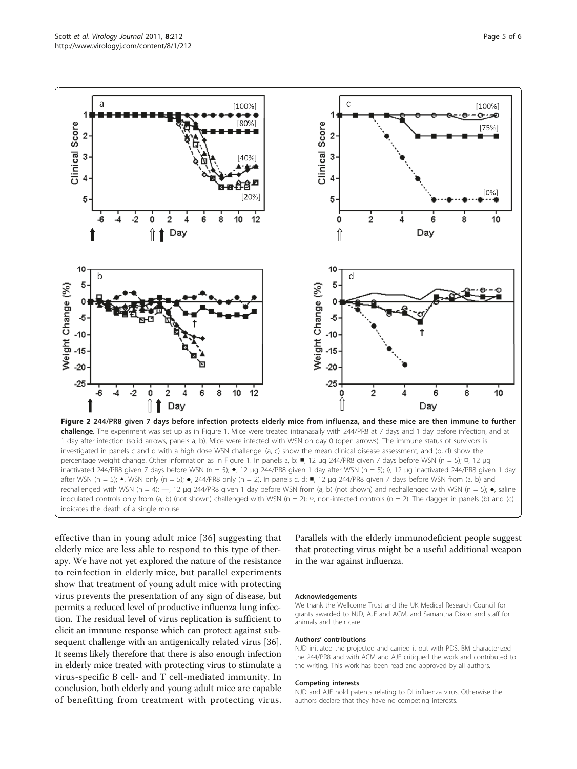**Figure 2 244/PR8 given 7 days before infection protects elderly mice from influenza, and these mice are then immune to further challenge**. The experiment was set up as in Figure 1. Mice were treated intranasally with 244/PR8 at 7 days and 1 day before infection, and at 1 day after infection (solid arrows, panels a, b). Mice were infected with WSN on day 0 (open arrows). The immune status of survivors is investigated in panels c and d with a high dose WSN challenge. (a, c) show the mean clinical disease assessment, and (b, d) show the percentage weight change. Other information as in Figure 1. In panels a, b: ■, 12 μg 244/PR8 given 7 days before WSN (n = 5); □, 12 μg inactivated 244/PR8 given 7 days before WSN (n = 5); ◆, 12 μg 244/PR8 given 1 day after WSN (n = 5); ◊, 12 μg inactivated 244/PR8 given 1 day after WSN (n = 5); ▲, WSN only (n = 5); ●, 244/PR8 only (n = 2). In panels c, d: ■, 12 μg 244/PR8 given 7 days before WSN from (a, b) and rechallenged with WSN (n = 4); —, 12 μg 244/PR8 given 1 day before WSN from (a, b) (not shown) and rechallenged with WSN (n = 5); ●, saline inoculated controls only from (a, b) (not shown) challenged with WSN (n = 2); ○, non-infected controls (n = 2). The dagger in panels (b) and (c) indicates the death of a single mouse.

effective than in young adult mice [36] suggesting that elderly mice are less able to respond to this type of therapy. We have not yet explored the nature of the resistance to reinfection in elderly mice, but parallel experiments show that treatment of young adult mice with protecting virus prevents the presentation of any sign of disease, but permits a reduced level of productive influenza lung infection. The residual level of virus replication is sufficient to elicit an immune response which can protect against subsequent challenge with an antigenically related virus [36]. It seems likely therefore that there is also enough infection in elderly mice treated with protecting virus to stimulate a virus-specific B cell- and T cell-mediated immunity. In conclusion, both elderly and young adult mice are capable of benefitting from treatment with protecting virus. Parallels with the elderly immunodeficient people suggest that protecting virus might be a useful additional weapon in the war against influenza.

#### Acknowledgements
We thank the Wellcome Trust and the UK Medical Research Council for grants awarded to NJD, AJE and ACM, and Samantha Dixon and staff for animals and their care.

#### Authors' contributions
NJD initiated the projected and carried it out with PDS. BM characterized the 244/PR8 and with ACM and AJE critiqued the work and contributed to the writing. This work has been read and approved by all authors.

#### Competing interests
NJD and AJE hold patents relating to DI influenza virus. Otherwise the authors declare that they have no competing interests.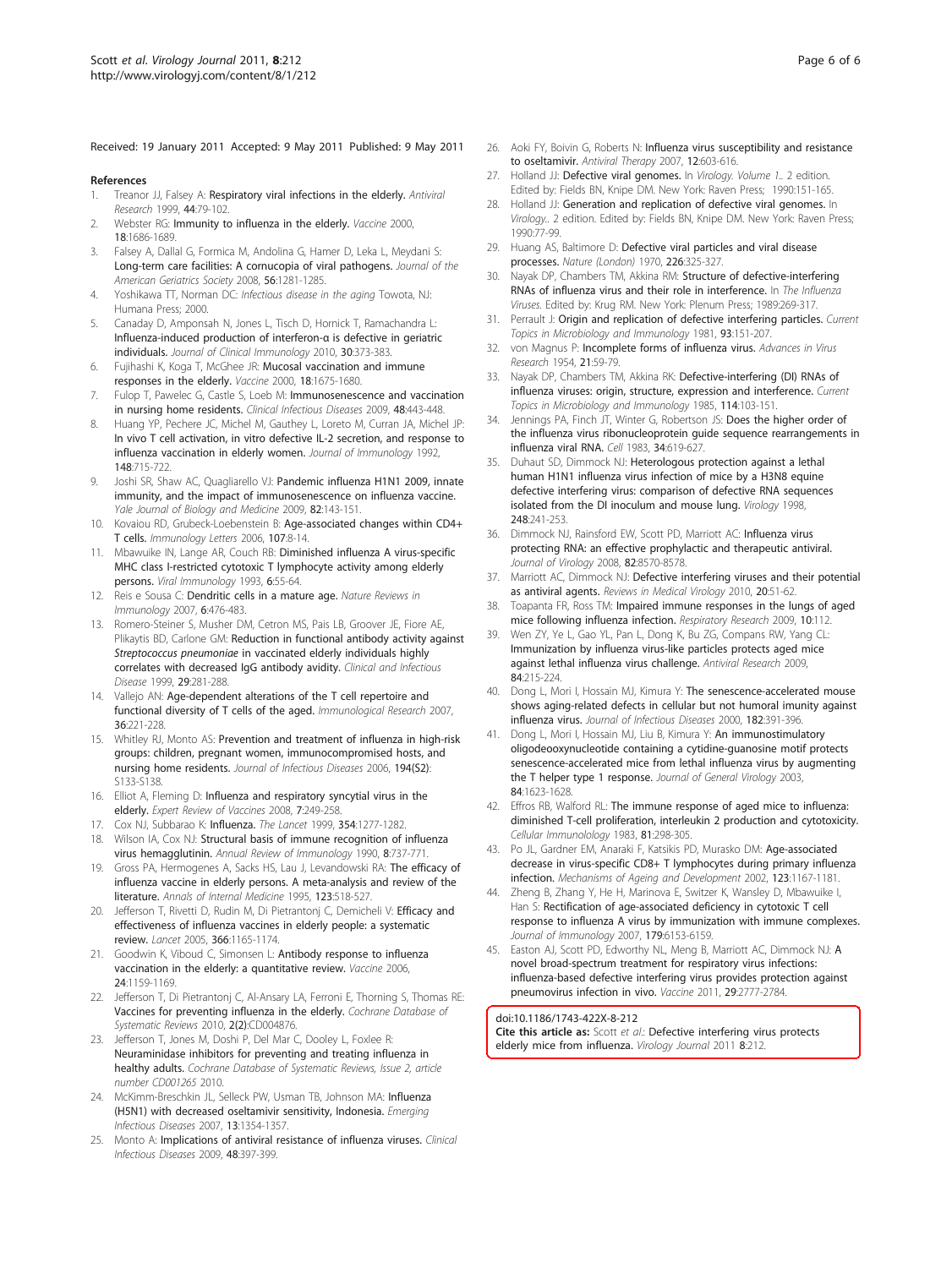Received: 19 January 2011 Accepted: 9 May 2011 Published: 9 May 2011

## References

1. Treanor JJ, Falsey A: **Respiratory viral infections in the elderly.** *Antiviral Research* 1999, **44**:79-102.
2. Webster RG: **Immunity to influenza in the elderly.** *Vaccine* 2000, **18**:1686-1689.
3. Falsey A, Dallal G, Formica M, Andolina G, Hamer D, Leka L, Meydani S: **Long-term care facilities: A cornucopia of viral pathogens.** *Journal of the American Geriatrics Society* 2008, **56**:1281-1285.
4. Yoshikawa TT, Norman DC: *Infectious disease in the aging* Towota, NJ: Humana Press; 2000.
5. Canaday D, Amponsah N, Jones L, Tisch D, Hornick T, Ramachandra L: **Influenza-induced production of interferon-α is defective in geriatric individuals.** *Journal of Clinical Immunology* 2010, **30**:373-383.
6. Fujihashi K, Koga T, McGhee JR: **Mucosal vaccination and immune responses in the elderly.** *Vaccine* 2000, **18**:1675-1680.
7. Fulop T, Pawelec G, Castle S, Loeb M: **Immunosenescence and vaccination in nursing home residents.** *Clinical Infectious Diseases* 2009, **48**:443-448.
8. Huang YP, Pechere JC, Michel M, Gauthey L, Loreto M, Curran JA, Michel JP: **In vivo T cell activation, in vitro defective IL-2 secretion, and response to influenza vaccination in elderly women.** *Journal of Immunology* 1992, **148**:715-722.
9. Joshi SR, Shaw AC, Quagliarello VJ: **Pandemic influenza H1N1 2009, innate immunity, and the impact of immunosenescence on influenza vaccine.** *Yale Journal of Biology and Medicine* 2009, **82**:143-151.
10. Kovaiou RD, Grubeck-Loebenstein B: **Age-associated changes within CD4+ T cells.** *Immunology Letters* 2006, **107**:8-14.
11. Mbawuike IN, Lange AR, Couch RB: **Diminished influenza A virus-specific MHC class I-restricted cytotoxic T lymphocyte activity among elderly persons.** *Viral Immunology* 1993, **6**:55-64.
12. Reis e Sousa C: **Dendritic cells in a mature age.** *Nature Reviews in Immunology* 2007, **6**:476-483.
13. Romero-Steiner S, Musher DM, Cetron MS, Pais LB, Groover JE, Fiore AE, Plikaytis BD, Carlone GM: **Reduction in functional antibody activity against *Streptococcus pneumoniae* in vaccinated elderly individuals highly correlates with decreased IgG antibody avidity.** *Clinical and Infectious Disease* 1999, **29**:281-288.
14. Vallejo AN: **Age-dependent alterations of the T cell repertoire and functional diversity of T cells of the aged.** *Immunological Research* 2007, **36**:221-228.
15. Whitley RJ, Monto AS: **Prevention and treatment of influenza in high-risk groups: children, pregnant women, immunocompromised hosts, and nursing home residents.** *Journal of Infectious Diseases* 2006, **194(S2)**: S133-S138.
16. Elliot A, Fleming D: **Influenza and respiratory syncytial virus in the elderly.** *Expert Review of Vaccines* 2008, **7**:249-258.
17. Cox NJ, Subbarao K: **Influenza.** *The Lancet* 1999, **354**:1277-1282.
18. Wilson IA, Cox NJ: **Structural basis of immune recognition of influenza virus hemagglutinin.** *Annual Review of Immunology* 1990, **8**:737-771.
19. Gross PA, Hermogenes A, Sacks HS, Lau J, Levandowski RA: **The efficacy of influenza vaccine in elderly persons. A meta-analysis and review of the literature.** *Annals of Internal Medicine* 1995, **123**:518-527.
20. Jefferson T, Rivetti D, Rudin M, Di Pietrantonj C, Demicheli V: **Efficacy and effectiveness of influenza vaccines in elderly people: a systematic review.** *Lancet* 2005, **366**:1165-1174.
21. Goodwin K, Viboud C, Simonsen L: **Antibody response to influenza vaccination in the elderly: a quantitative review.** *Vaccine* 2006, **24**:1159-1169.
22. Jefferson T, Di Pietrantonj C, Al-Ansary LA, Ferroni E, Thorning S, Thomas RE: **Vaccines for preventing influenza in the elderly.** *Cochrane Database of Systematic Reviews* 2010, **2(2)**:CD004876.
23. Jefferson T, Jones M, Doshi P, Del Mar C, Dooley L, Foxlee R: **Neuraminidase inhibitors for preventing and treating influenza in healthy adults.** *Cochrane Database of Systematic Reviews, Issue 2, article number CD001265* 2010.
24. McKimm-Breschkin JL, Selleck PW, Usman TB, Johnson MA: **Influenza (H5N1) with decreased oseltamivir sensitivity, Indonesia.** *Emerging Infectious Diseases* 2007, **13**:1354-1357.
25. Monto A: **Implications of antiviral resistance of influenza viruses.** *Clinical Infectious Diseases* 2009, **48**:397-399.
26. Aoki FY, Boivin G, Roberts N: **Influenza virus susceptibility and resistance to oseltamivir.** *Antiviral Therapy* 2007, **12**:603-616.
27. Holland JJ: **Defective viral genomes.** In *Virology. Volume 1.*. 2 edition. Edited by: Fields BN, Knipe DM. New York: Raven Press; 1990:151-165.
28. Holland JJ: **Generation and replication of defective viral genomes.** In *Virology.*. 2 edition. Edited by: Fields BN, Knipe DM. New York: Raven Press; 1990:77-99.
29. Huang AS, Baltimore D: **Defective viral particles and viral disease processes.** *Nature (London)* 1970, **226**:325-327.
30. Nayak DP, Chambers TM, Akkina RM: **Structure of defective-interfering RNAs of influenza virus and their role in interference.** In *The Influenza Viruses.* Edited by: Krug RM. New York: Plenum Press; 1989:269-317.
31. Perrault J: **Origin and replication of defective interfering particles.** *Current Topics in Microbiology and Immunology* 1981, **93**:151-207.
32. von Magnus P: **Incomplete forms of influenza virus.** *Advances in Virus Research* 1954, **21**:59-79.
33. Nayak DP, Chambers TM, Akkina RK: **Defective-interfering (DI) RNAs of influenza viruses: origin, structure, expression and interference.** *Current Topics in Microbiology and Immunology* 1985, **114**:103-151.
34. Jennings PA, Finch JT, Winter G, Robertson JS: **Does the higher order of the influenza virus ribonucleoprotein guide sequence rearrangements in influenza viral RNA.** *Cell* 1983, **34**:619-627.
35. Duhaut SD, Dimmock NJ: **Heterologous protection against a lethal human H1N1 influenza virus infection of mice by a H3N8 equine defective interfering virus: comparison of defective RNA sequences isolated from the DI inoculum and mouse lung.** *Virology* 1998, **248**:241-253.
36. Dimmock NJ, Rainsford EW, Scott PD, Marriott AC: **Influenza virus protecting RNA: an effective prophylactic and therapeutic antiviral.** *Journal of Virology* 2008, **82**:8570-8578.
37. Marriott AC, Dimmock NJ: **Defective interfering viruses and their potential as antiviral agents.** *Reviews in Medical Virology* 2010, **20**:51-62.
38. Toapanta FR, Ross TM: **Impaired immune responses in the lungs of aged mice following influenza infection.** *Respiratory Research* 2009, **10**:112.
39. Wen ZY, Ye L, Gao YL, Pan L, Dong K, Bu ZG, Compans RW, Yang CL: **Immunization by influenza virus-like particles protects aged mice against lethal influenza virus challenge.** *Antiviral Research* 2009, **84**:215-224.
40. Dong L, Mori I, Hossain MJ, Kimura Y: **The senescence-accelerated mouse shows aging-related defects in cellular but not humoral imunity against influenza virus.** *Journal of Infectious Diseases* 2000, **182**:391-396.
41. Dong L, Mori I, Hossain MJ, Liu B, Kimura Y: **An immunostimulatory oligodeoxynucleotide containing a cytidine-guanosine motif protects senescence-accelerated mice from lethal influenza virus by augmenting the T helper type 1 response.** *Journal of General Virology* 2003, **84**:1623-1628.
42. Effros RB, Walford RL: **The immune response of aged mice to influenza: diminished T-cell proliferation, interleukin 2 production and cytotoxicity.** *Cellular Immunolology* 1983, **81**:298-305.
43. Po JL, Gardner EM, Anaraki F, Katsikis PD, Murasko DM: **Age-associated decrease in virus-specific CD8+ T lymphocytes during primary influenza infection.** *Mechanisms of Ageing and Development* 2002, **123**:1167-1181.
44. Zheng B, Zhang Y, He H, Marinova E, Switzer K, Wansley D, Mbawuike I, Han S: **Rectification of age-associated deficiency in cytotoxic T cell response to influenza A virus by immunization with immune complexes.** *Journal of Immunology* 2007, **179**:6153-6159.
45. Easton AJ, Scott PD, Edworthy NL, Meng B, Marriott AC, Dimmock NJ: **A novel broad-spectrum treatment for respiratory virus infections: influenza-based defective interfering virus provides protection against pneumovirus infection in vivo.** *Vaccine* 2011, **29**:2777-2784.

doi:10.1186/1743-422X-8-212

**Cite this article as:** Scott *et al.*: Defective interfering virus protects elderly mice from influenza. *Virology Journal* 2011 **8**:212.